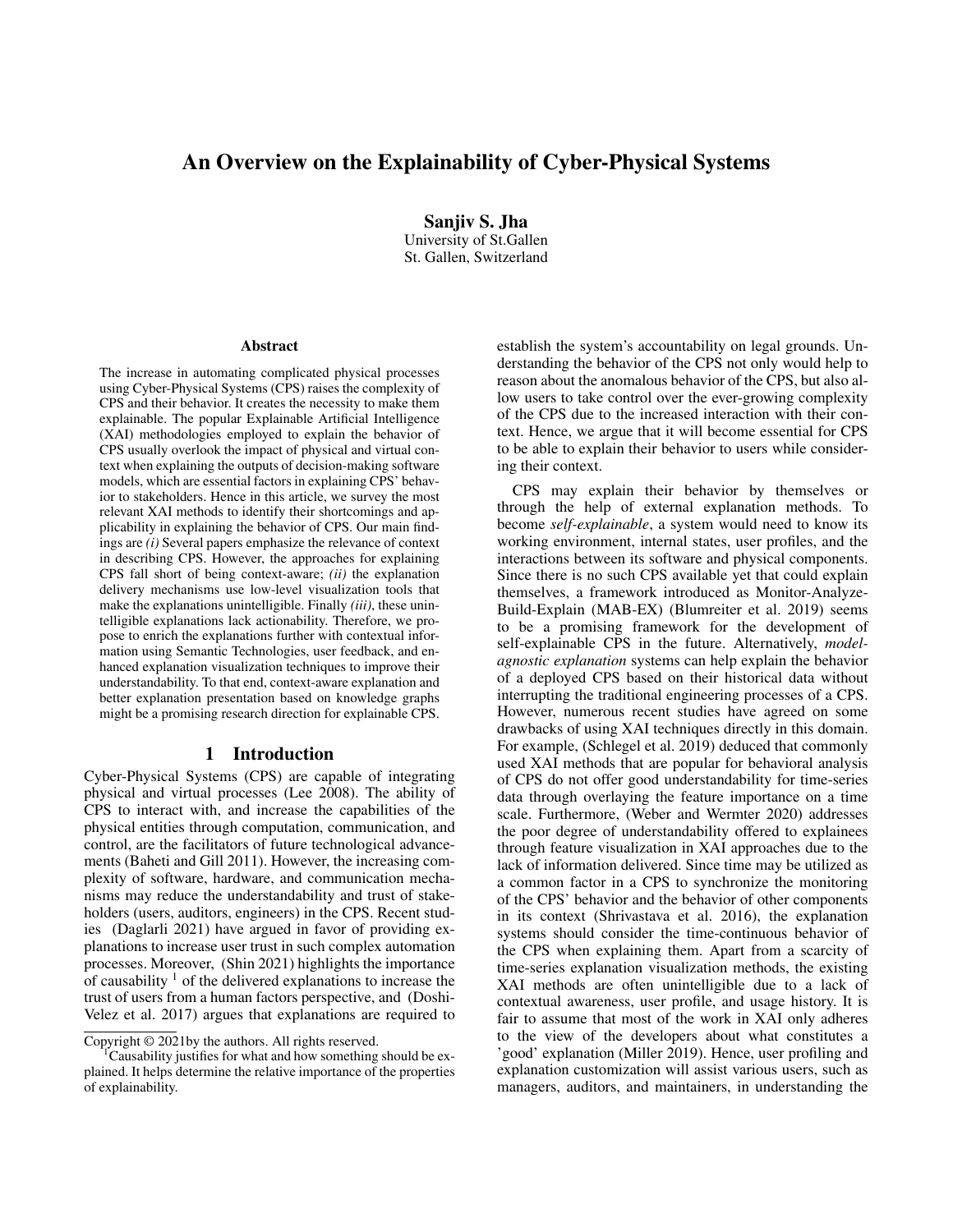# An Overview on the Explainability of Cyber-Physical Systems

**Sanjiv S. Jha**
University of St.Gallen
St. Gallen, Switzerland

## Abstract

The increase in automating complicated physical processes using Cyber-Physical Systems (CPS) raises the complexity of CPS and their behavior. It creates the necessity to make them explainable. The popular Explainable Artificial Intelligence (XAI) methodologies employed to explain the behavior of CPS usually overlook the impact of physical and virtual context when explaining the outputs of decision-making software models, which are essential factors in explaining CPS' behavior to stakeholders. Hence in this article, we survey the most relevant XAI methods to identify their shortcomings and applicability in explaining the behavior of CPS. Our main findings are *(i)* Several papers emphasize the relevance of context in describing CPS. However, the approaches for explaining CPS fall short of being context-aware; *(ii)* the explanation delivery mechanisms use low-level visualization tools that make the explanations unintelligible. Finally *(iii)*, these unintelligible explanations lack actionability. Therefore, we propose to enrich the explanations further with contextual information using Semantic Technologies, user feedback, and enhanced explanation visualization techniques to improve their understandability. To that end, context-aware explanation and better explanation presentation based on knowledge graphs might be a promising research direction for explainable CPS.

## 1 Introduction

Cyber-Physical Systems (CPS) are capable of integrating physical and virtual processes (Lee 2008). The ability of CPS to interact with, and increase the capabilities of the physical entities through computation, communication, and control, are the facilitators of future technological advancements (Baheti and Gill 2011). However, the increasing complexity of software, hardware, and communication mechanisms may reduce the understandability and trust of stakeholders (users, auditors, engineers) in the CPS. Recent studies (Daglarli 2021) have argued in favor of providing explanations to increase user trust in such complex automation processes. Moreover, (Shin 2021) highlights the importance of causability [1] of the delivered explanations to increase the trust of users from a human factors perspective, and (Doshi-Velez et al. 2017) argues that explanations are required to establish the system's accountability on legal grounds. Understanding the behavior of the CPS not only would help to reason about the anomalous behavior of the CPS, but also allow users to take control over the ever-growing complexity of the CPS due to the increased interaction with their context. Hence, we argue that it will become essential for CPS to be able to explain their behavior to users while considering their context.

CPS may explain their behavior by themselves or through the help of external explanation methods. To become *self-explainable*, a system would need to know its working environment, internal states, user profiles, and the interactions between its software and physical components. Since there is no such CPS available yet that could explain themselves, a framework introduced as Monitor-Analyze-Build-Explain (MAB-EX) (Blumreiter et al. 2019) seems to be a promising framework for the development of self-explainable CPS in the future. Alternatively, *model-agnostic explanation* systems can help explain the behavior of a deployed CPS based on their historical data without interrupting the traditional engineering processes of a CPS. However, numerous recent studies have agreed on some drawbacks of using XAI techniques directly in this domain. For example, (Schlegel et al. 2019) deduced that commonly used XAI methods that are popular for behavioral analysis of CPS do not offer good understandability for time-series data through overlaying the feature importance on a time scale. Furthermore, (Weber and Wermter 2020) addresses the poor degree of understandability offered to explainees through feature visualization in XAI approaches due to the lack of information delivered. Since time may be utilized as a common factor in a CPS to synchronize the monitoring of the CPS' behavior and the behavior of other components in its context (Shrivastava et al. 2016), the explanation systems should consider the time-continuous behavior of the CPS when explaining them. Apart from a scarcity of time-series explanation visualization methods, the existing XAI methods are often unintelligible due to a lack of contextual awareness, user profile, and usage history. It is fair to assume that most of the work in XAI only adheres to the view of the developers about what constitutes a 'good' explanation (Miller 2019). Hence, user profiling and explanation customization will assist various users, such as managers, auditors, and maintainers, in understanding the

Copyright © 2021by the authors. All rights reserved.

[1] Causability justifies for what and how something should be explained. It helps determine the relative importance of the properties of explainability.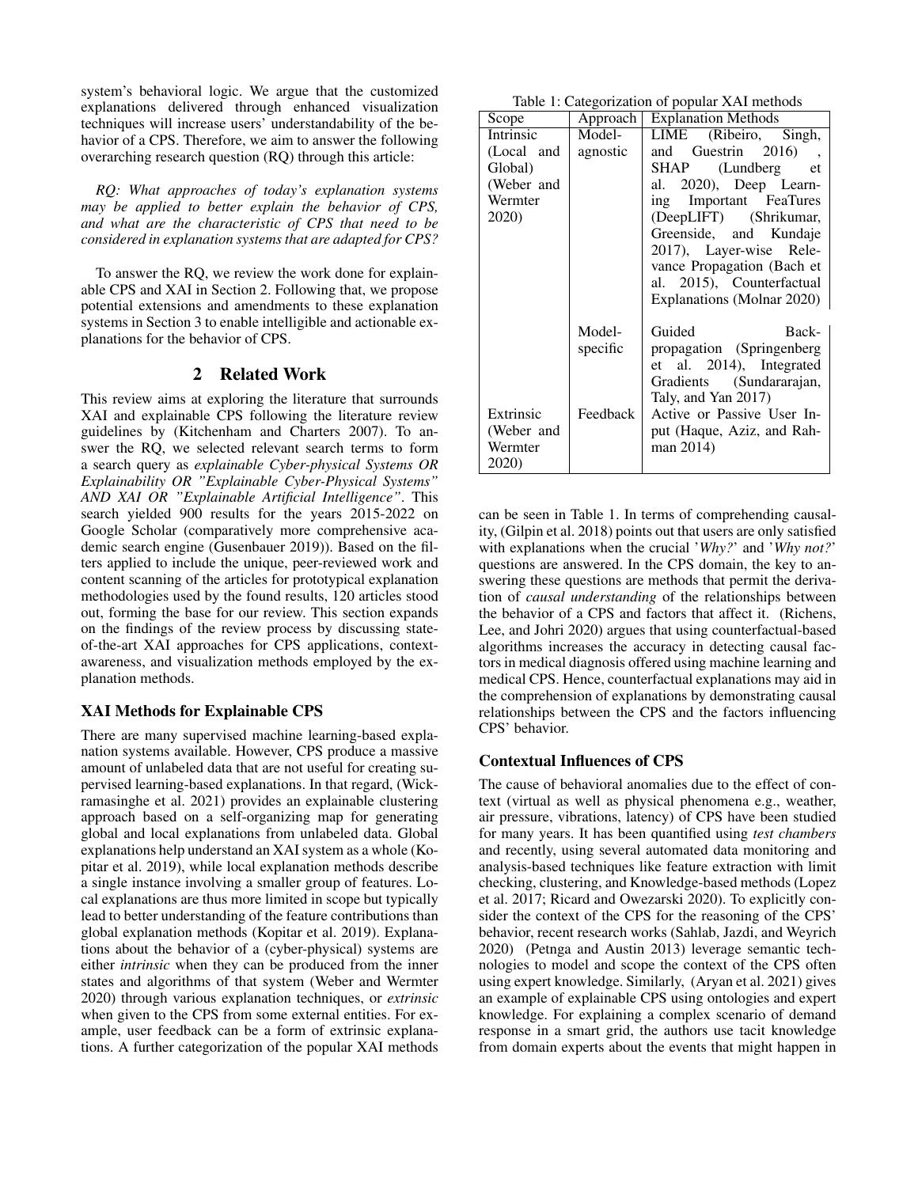system's behavioral logic. We argue that the customized explanations delivered through enhanced visualization techniques will increase users' understandability of the behavior of a CPS. Therefore, we aim to answer the following overarching research question (RQ) through this article:

*RQ: What approaches of today's explanation systems may be applied to better explain the behavior of CPS, and what are the characteristic of CPS that need to be considered in explanation systems that are adapted for CPS?*

To answer the RQ, we review the work done for explainable CPS and XAI in Section 2. Following that, we propose potential extensions and amendments to these explanation systems in Section 3 to enable intelligible and actionable explanations for the behavior of CPS.

## 2 Related Work

This review aims at exploring the literature that surrounds XAI and explainable CPS following the literature review guidelines by (Kitchenham and Charters 2007). To answer the RQ, we selected relevant search terms to form a search query as *explainable Cyber-physical Systems OR Explainability OR "Explainable Cyber-Physical Systems" AND XAI OR "Explainable Artificial Intelligence"*. This search yielded 900 results for the years 2015-2022 on Google Scholar (comparatively more comprehensive academic search engine (Gusenbauer 2019)). Based on the filters applied to include the unique, peer-reviewed work and content scanning of the articles for prototypical explanation methodologies used by the found results, 120 articles stood out, forming the base for our review. This section expands on the findings of the review process by discussing state-of-the-art XAI approaches for CPS applications, context-awareness, and visualization methods employed by the explanation methods.

### XAI Methods for Explainable CPS

There are many supervised machine learning-based explanation systems available. However, CPS produce a massive amount of unlabeled data that are not useful for creating supervised learning-based explanations. In that regard, (Wickramasinghe et al. 2021) provides an explainable clustering approach based on a self-organizing map for generating global and local explanations from unlabeled data. Global explanations help understand an XAI system as a whole (Kopitar et al. 2019), while local explanation methods describe a single instance involving a smaller group of features. Local explanations are thus more limited in scope but typically lead to better understanding of the feature contributions than global explanation methods (Kopitar et al. 2019). Explanations about the behavior of a (cyber-physical) systems are either *intrinsic* when they can be produced from the inner states and algorithms of that system (Weber and Wermter 2020) through various explanation techniques, or *extrinsic* when given to the CPS from some external entities. For example, user feedback can be a form of extrinsic explanations. A further categorization of the popular XAI methods can be seen in Table 1. In terms of comprehending causality, (Gilpin et al. 2018) points out that users are only satisfied with explanations when the crucial '*Why?*' and '*Why not?*' questions are answered. In the CPS domain, the key to answering these questions are methods that permit the derivation of *causal understanding* of the relationships between the behavior of a CPS and factors that affect it. (Richens, Lee, and Johri 2020) argues that using counterfactual-based algorithms increases the accuracy in detecting causal factors in medical diagnosis offered using machine learning and medical CPS. Hence, counterfactual explanations may aid in the comprehension of explanations by demonstrating causal relationships between the CPS and the factors influencing CPS' behavior.

Table 1: Categorization of popular XAI methods

| Scope | Approach | Explanation Methods |
|---|---|---|
| Intrinsic (Local and Global) (Weber and Wermter 2020) | Model-agnostic | LIME (Ribeiro, Singh, and Guestrin 2016) , SHAP (Lundberg et al. 2020), Deep Learning Important FeaTures (DeepLIFT) (Shrikumar, Greenside, and Kundaje 2017), Layer-wise Relevance Propagation (Bach et al. 2015), Counterfactual Explanations (Molnar 2020) |
| | Model-specific | Guided Back-propagation (Springenberg et al. 2014), Integrated Gradients (Sundararajan, Taly, and Yan 2017) |
| Extrinsic (Weber and Wermter 2020) | Feedback | Active or Passive User Input (Haque, Aziz, and Rahman 2014) |

### Contextual Influences of CPS

The cause of behavioral anomalies due to the effect of context (virtual as well as physical phenomena e.g., weather, air pressure, vibrations, latency) of CPS have been studied for many years. It has been quantified using *test chambers* and recently, using several automated data monitoring and analysis-based techniques like feature extraction with limit checking, clustering, and Knowledge-based methods (Lopez et al. 2017; Ricard and Owezarski 2020). To explicitly consider the context of the CPS for the reasoning of the CPS' behavior, recent research works (Sahlab, Jazdi, and Weyrich 2020) (Petnga and Austin 2013) leverage semantic technologies to model and scope the context of the CPS often using expert knowledge. Similarly, (Aryan et al. 2021) gives an example of explainable CPS using ontologies and expert knowledge. For explaining a complex scenario of demand response in a smart grid, the authors use tacit knowledge from domain experts about the events that might happen in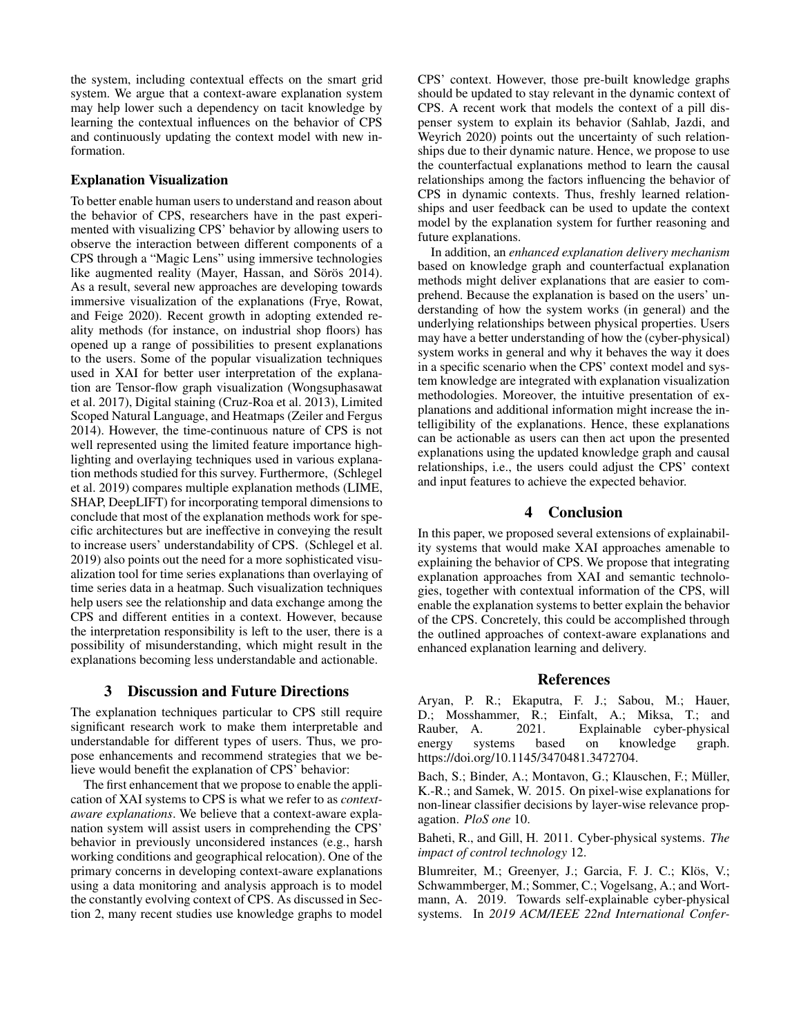the system, including contextual effects on the smart grid system. We argue that a context-aware explanation system may help lower such a dependency on tacit knowledge by learning the contextual influences on the behavior of CPS and continuously updating the context model with new information.

### Explanation Visualization

To better enable human users to understand and reason about the behavior of CPS, researchers have in the past experimented with visualizing CPS' behavior by allowing users to observe the interaction between different components of a CPS through a "Magic Lens" using immersive technologies like augmented reality (Mayer, Hassan, and Sörös 2014). As a result, several new approaches are developing towards immersive visualization of the explanations (Frye, Rowat, and Feige 2020). Recent growth in adopting extended reality methods (for instance, on industrial shop floors) has opened up a range of possibilities to present explanations to the users. Some of the popular visualization techniques used in XAI for better user interpretation of the explanation are Tensor-flow graph visualization (Wongsuphasawat et al. 2017), Digital staining (Cruz-Roa et al. 2013), Limited Scoped Natural Language, and Heatmaps (Zeiler and Fergus 2014). However, the time-continuous nature of CPS is not well represented using the limited feature importance highlighting and overlaying techniques used in various explanation methods studied for this survey. Furthermore, (Schlegel et al. 2019) compares multiple explanation methods (LIME, SHAP, DeepLIFT) for incorporating temporal dimensions to conclude that most of the explanation methods work for specific architectures but are ineffective in conveying the result to increase users' understandability of CPS. (Schlegel et al. 2019) also points out the need for a more sophisticated visualization tool for time series explanations than overlaying of time series data in a heatmap. Such visualization techniques help users see the relationship and data exchange among the CPS and different entities in a context. However, because the interpretation responsibility is left to the user, there is a possibility of misunderstanding, which might result in the explanations becoming less understandable and actionable.

## 3 Discussion and Future Directions

The explanation techniques particular to CPS still require significant research work to make them interpretable and understandable for different types of users. Thus, we propose enhancements and recommend strategies that we believe would benefit the explanation of CPS' behavior:

The first enhancement that we propose to enable the application of XAI systems to CPS is what we refer to as *context-aware explanations*. We believe that a context-aware explanation system will assist users in comprehending the CPS' behavior in previously unconsidered instances (e.g., harsh working conditions and geographical relocation). One of the primary concerns in developing context-aware explanations using a data monitoring and analysis approach is to model the constantly evolving context of CPS. As discussed in Section 2, many recent studies use knowledge graphs to model CPS' context. However, those pre-built knowledge graphs should be updated to stay relevant in the dynamic context of CPS. A recent work that models the context of a pill dispenser system to explain its behavior (Sahlab, Jazdi, and Weyrich 2020) points out the uncertainty of such relationships due to their dynamic nature. Hence, we propose to use the counterfactual explanations method to learn the causal relationships among the factors influencing the behavior of CPS in dynamic contexts. Thus, freshly learned relationships and user feedback can be used to update the context model by the explanation system for further reasoning and future explanations.

In addition, an *enhanced explanation delivery mechanism* based on knowledge graph and counterfactual explanation methods might deliver explanations that are easier to comprehend. Because the explanation is based on the users' understanding of how the system works (in general) and the underlying relationships between physical properties. Users may have a better understanding of how the (cyber-physical) system works in general and why it behaves the way it does in a specific scenario when the CPS' context model and system knowledge are integrated with explanation visualization methodologies. Moreover, the intuitive presentation of explanations and additional information might increase the intelligibility of the explanations. Hence, these explanations can be actionable as users can then act upon the presented explanations using the updated knowledge graph and causal relationships, i.e., the users could adjust the CPS' context and input features to achieve the expected behavior.

## 4 Conclusion

In this paper, we proposed several extensions of explainability systems that would make XAI approaches amenable to explaining the behavior of CPS. We propose that integrating explanation approaches from XAI and semantic technologies, together with contextual information of the CPS, will enable the explanation systems to better explain the behavior of the CPS. Concretely, this could be accomplished through the outlined approaches of context-aware explanations and enhanced explanation learning and delivery.

## References

Aryan, P. R.; Ekaputra, F. J.; Sabou, M.; Hauer, D.; Mosshammer, R.; Einfalt, A.; Miksa, T.; and Rauber, A. 2021. Explainable cyber-physical energy systems based on knowledge graph. https://doi.org/10.1145/3470481.3472704.

Bach, S.; Binder, A.; Montavon, G.; Klauschen, F.; Müller, K.-R.; and Samek, W. 2015. On pixel-wise explanations for non-linear classifier decisions by layer-wise relevance propagation. *PloS one* 10.

Baheti, R., and Gill, H. 2011. Cyber-physical systems. *The impact of control technology* 12.

Blumreiter, M.; Greenyer, J.; Garcia, F. J. C.; Klös, V.; Schwammberger, M.; Sommer, C.; Vogelsang, A.; and Wortmann, A. 2019. Towards self-explainable cyber-physical systems. In *2019 ACM/IEEE 22nd International Confer-*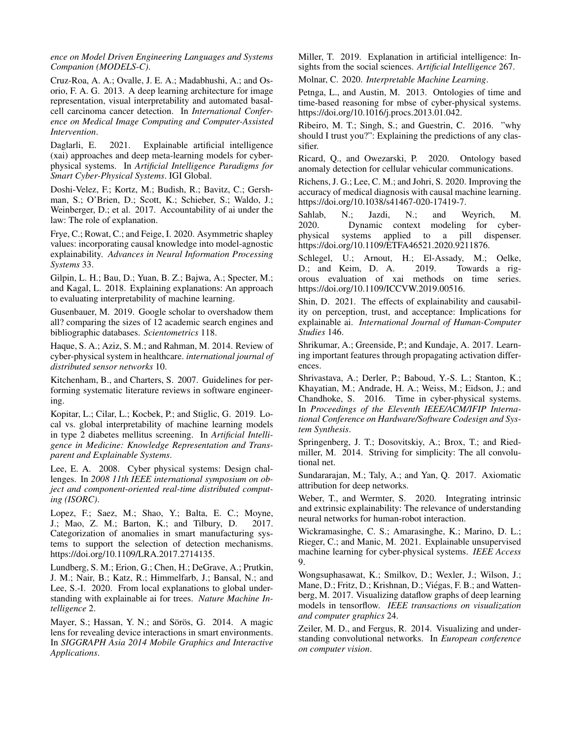*ence on Model Driven Engineering Languages and Systems Companion (MODELS-C)*.

Cruz-Roa, A. A.; Ovalle, J. E. A.; Madabhushi, A.; and Osorio, F. A. G. 2013. A deep learning architecture for image representation, visual interpretability and automated basal-cell carcinoma cancer detection. In *International Conference on Medical Image Computing and Computer-Assisted Intervention*.

Daglarli, E. 2021. Explainable artificial intelligence (xai) approaches and deep meta-learning models for cyber-physical systems. In *Artificial Intelligence Paradigms for Smart Cyber-Physical Systems*. IGI Global.

Doshi-Velez, F.; Kortz, M.; Budish, R.; Bavitz, C.; Gershman, S.; O'Brien, D.; Scott, K.; Schieber, S.; Waldo, J.; Weinberger, D.; et al. 2017. Accountability of ai under the law: The role of explanation.

Frye, C.; Rowat, C.; and Feige, I. 2020. Asymmetric shapley values: incorporating causal knowledge into model-agnostic explainability. *Advances in Neural Information Processing Systems* 33.

Gilpin, L. H.; Bau, D.; Yuan, B. Z.; Bajwa, A.; Specter, M.; and Kagal, L. 2018. Explaining explanations: An approach to evaluating interpretability of machine learning.

Gusenbauer, M. 2019. Google scholar to overshadow them all? comparing the sizes of 12 academic search engines and bibliographic databases. *Scientometrics* 118.

Haque, S. A.; Aziz, S. M.; and Rahman, M. 2014. Review of cyber-physical system in healthcare. *international journal of distributed sensor networks* 10.

Kitchenham, B., and Charters, S. 2007. Guidelines for performing systematic literature reviews in software engineering.

Kopitar, L.; Cilar, L.; Kocbek, P.; and Stiglic, G. 2019. Local vs. global interpretability of machine learning models in type 2 diabetes mellitus screening. In *Artificial Intelligence in Medicine: Knowledge Representation and Transparent and Explainable Systems*.

Lee, E. A. 2008. Cyber physical systems: Design challenges. In *2008 11th IEEE international symposium on object and component-oriented real-time distributed computing (ISORC)*.

Lopez, F.; Saez, M.; Shao, Y.; Balta, E. C.; Moyne, J.; Mao, Z. M.; Barton, K.; and Tilbury, D. 2017. Categorization of anomalies in smart manufacturing systems to support the selection of detection mechanisms. https://doi.org/10.1109/LRA.2017.2714135.

Lundberg, S. M.; Erion, G.; Chen, H.; DeGrave, A.; Prutkin, J. M.; Nair, B.; Katz, R.; Himmelfarb, J.; Bansal, N.; and Lee, S.-I. 2020. From local explanations to global understanding with explainable ai for trees. *Nature Machine Intelligence* 2.

Mayer, S.; Hassan, Y. N.; and Sörös, G. 2014. A magic lens for revealing device interactions in smart environments. In *SIGGRAPH Asia 2014 Mobile Graphics and Interactive Applications*.

Miller, T. 2019. Explanation in artificial intelligence: Insights from the social sciences. *Artificial Intelligence* 267.

Molnar, C. 2020. *Interpretable Machine Learning*.

Petnga, L., and Austin, M. 2013. Ontologies of time and time-based reasoning for mbse of cyber-physical systems. https://doi.org/10.1016/j.procs.2013.01.042.

Ribeiro, M. T.; Singh, S.; and Guestrin, C. 2016. "why should I trust you?": Explaining the predictions of any classifier.

Ricard, Q., and Owezarski, P. 2020. Ontology based anomaly detection for cellular vehicular communications.

Richens, J. G.; Lee, C. M.; and Johri, S. 2020. Improving the accuracy of medical diagnosis with causal machine learning. https://doi.org/10.1038/s41467-020-17419-7.

Sahlab, N.; Jazdi, N.; and Weyrich, M. 2020. Dynamic context modeling for cyber-physical systems applied to a pill dispenser. https://doi.org/10.1109/ETFA46521.2020.9211876.

Schlegel, U.; Arnout, H.; El-Assady, M.; Oelke, D.; and Keim, D. A. 2019. Towards a rigorous evaluation of xai methods on time series. https://doi.org/10.1109/ICCVW.2019.00516.

Shin, D. 2021. The effects of explainability and causability on perception, trust, and acceptance: Implications for explainable ai. *International Journal of Human-Computer Studies* 146.

Shrikumar, A.; Greenside, P.; and Kundaje, A. 2017. Learning important features through propagating activation differences.

Shrivastava, A.; Derler, P.; Baboud, Y.-S. L.; Stanton, K.; Khayatian, M.; Andrade, H. A.; Weiss, M.; Eidson, J.; and Chandhoke, S. 2016. Time in cyber-physical systems. In *Proceedings of the Eleventh IEEE/ACM/IFIP International Conference on Hardware/Software Codesign and System Synthesis*.

Springenberg, J. T.; Dosovitskiy, A.; Brox, T.; and Riedmiller, M. 2014. Striving for simplicity: The all convolutional net.

Sundararajan, M.; Taly, A.; and Yan, Q. 2017. Axiomatic attribution for deep networks.

Weber, T., and Wermter, S. 2020. Integrating intrinsic and extrinsic explainability: The relevance of understanding neural networks for human-robot interaction.

Wickramasinghe, C. S.; Amarasinghe, K.; Marino, D. L.; Rieger, C.; and Manic, M. 2021. Explainable unsupervised machine learning for cyber-physical systems. *IEEE Access* 9.

Wongsuphasawat, K.; Smilkov, D.; Wexler, J.; Wilson, J.; Mane, D.; Fritz, D.; Krishnan, D.; Viégas, F. B.; and Wattenberg, M. 2017. Visualizing dataflow graphs of deep learning models in tensorflow. *IEEE transactions on visualization and computer graphics* 24.

Zeiler, M. D., and Fergus, R. 2014. Visualizing and understanding convolutional networks. In *European conference on computer vision*.